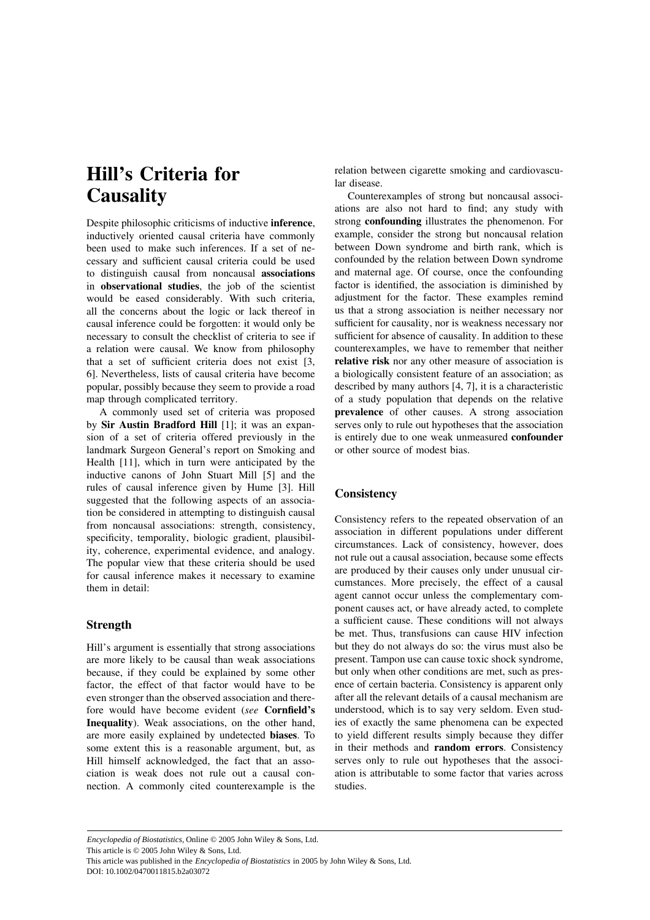# Hill's Criteria for Causality

Despite philosophic criticisms of inductive **inference**, inductively oriented causal criteria have commonly been used to make such inferences. If a set of necessary and sufficient causal criteria could be used to distinguish causal from noncausal **associations** in **observational studies**, the job of the scientist would be eased considerably. With such criteria, all the concerns about the logic or lack thereof in causal inference could be forgotten: it would only be necessary to consult the checklist of criteria to see if a relation were causal. We know from philosophy that a set of sufficient criteria does not exist [3, 6]. Nevertheless, lists of causal criteria have become popular, possibly because they seem to provide a road map through complicated territory.

A commonly used set of criteria was proposed by **Sir Austin Bradford Hill** [1]; it was an expansion of a set of criteria offered previously in the landmark Surgeon General's report on Smoking and Health [11], which in turn were anticipated by the inductive canons of John Stuart Mill [5] and the rules of causal inference given by Hume [3]. Hill suggested that the following aspects of an association be considered in attempting to distinguish causal from noncausal associations: strength, consistency, specificity, temporality, biologic gradient, plausibility, coherence, experimental evidence, and analogy. The popular view that these criteria should be used for causal inference makes it necessary to examine them in detail:

## Strength

Hill's argument is essentially that strong associations are more likely to be causal than weak associations because, if they could be explained by some other factor, the effect of that factor would have to be even stronger than the observed association and therefore would have become evident (*see* **Cornfield's Inequality**). Weak associations, on the other hand, are more easily explained by undetected **biases**. To some extent this is a reasonable argument, but, as Hill himself acknowledged, the fact that an association is weak does not rule out a causal connection. A commonly cited counterexample is the relation between cigarette smoking and cardiovascular disease.

Counterexamples of strong but noncausal associations are also not hard to find; any study with strong **confounding** illustrates the phenomenon. For example, consider the strong but noncausal relation between Down syndrome and birth rank, which is confounded by the relation between Down syndrome and maternal age. Of course, once the confounding factor is identified, the association is diminished by adjustment for the factor. These examples remind us that a strong association is neither necessary nor sufficient for causality, nor is weakness necessary nor sufficient for absence of causality. In addition to these counterexamples, we have to remember that neither **relative risk** nor any other measure of association is a biologically consistent feature of an association; as described by many authors [4, 7], it is a characteristic of a study population that depends on the relative **prevalence** of other causes. A strong association serves only to rule out hypotheses that the association is entirely due to one weak unmeasured **confounder** or other source of modest bias.

## Consistency

Consistency refers to the repeated observation of an association in different populations under different circumstances. Lack of consistency, however, does not rule out a causal association, because some effects are produced by their causes only under unusual circumstances. More precisely, the effect of a causal agent cannot occur unless the complementary component causes act, or have already acted, to complete a sufficient cause. These conditions will not always be met. Thus, transfusions can cause HIV infection but they do not always do so: the virus must also be present. Tampon use can cause toxic shock syndrome, but only when other conditions are met, such as presence of certain bacteria. Consistency is apparent only after all the relevant details of a causal mechanism are understood, which is to say very seldom. Even studies of exactly the same phenomena can be expected to yield different results simply because they differ in their methods and **random errors**. Consistency serves only to rule out hypotheses that the association is attributable to some factor that varies across studies.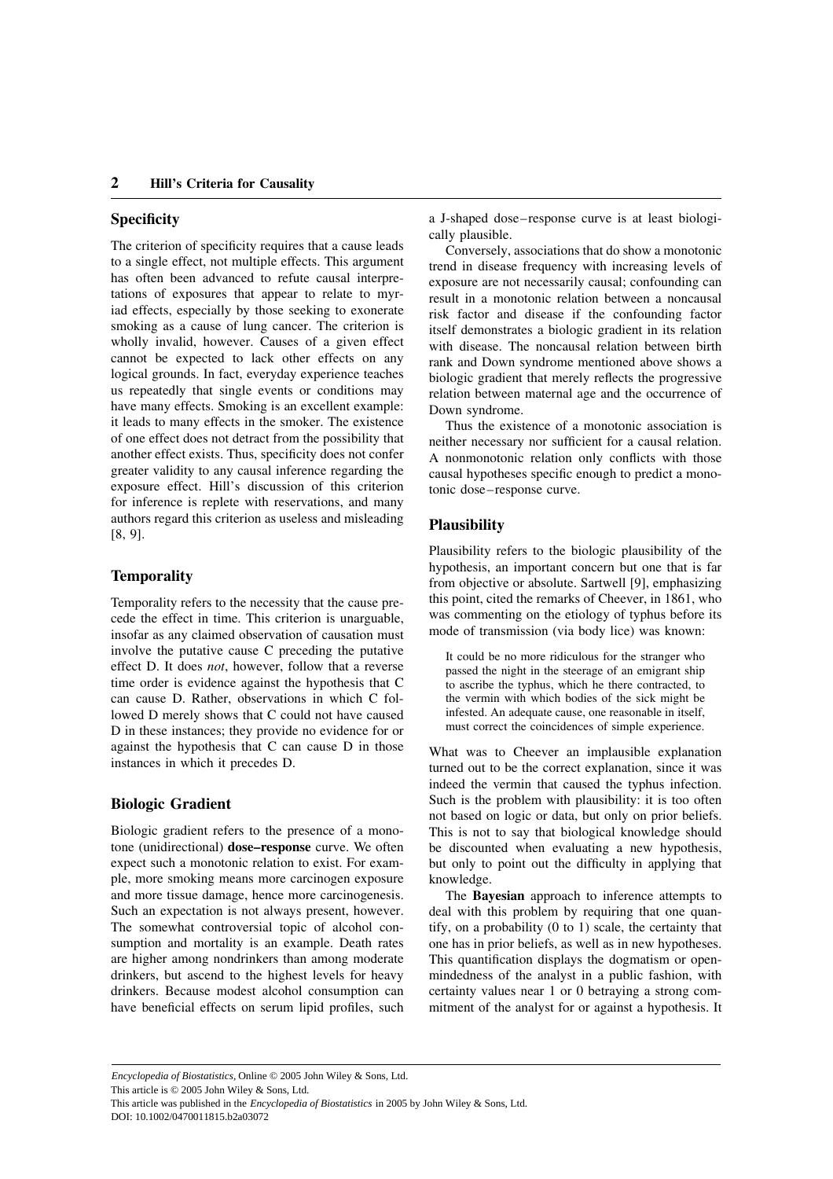## Specificity

The criterion of specificity requires that a cause leads to a single effect, not multiple effects. This argument has often been advanced to refute causal interpretations of exposures that appear to relate to myriad effects, especially by those seeking to exonerate smoking as a cause of lung cancer. The criterion is wholly invalid, however. Causes of a given effect cannot be expected to lack other effects on any logical grounds. In fact, everyday experience teaches us repeatedly that single events or conditions may have many effects. Smoking is an excellent example: it leads to many effects in the smoker. The existence of one effect does not detract from the possibility that another effect exists. Thus, specificity does not confer greater validity to any causal inference regarding the exposure effect. Hill's discussion of this criterion for inference is replete with reservations, and many authors regard this criterion as useless and misleading [8, 9].

## Temporality

Temporality refers to the necessity that the cause precede the effect in time. This criterion is unarguable, insofar as any claimed observation of causation must involve the putative cause C preceding the putative effect D. It does *not*, however, follow that a reverse time order is evidence against the hypothesis that C can cause D. Rather, observations in which C followed D merely shows that C could not have caused D in these instances; they provide no evidence for or against the hypothesis that C can cause D in those instances in which it precedes D.

## Biologic Gradient

Biologic gradient refers to the presence of a monotone (unidirectional) **dose–response** curve. We often expect such a monotonic relation to exist. For example, more smoking means more carcinogen exposure and more tissue damage, hence more carcinogenesis. Such an expectation is not always present, however. The somewhat controversial topic of alcohol consumption and mortality is an example. Death rates are higher among nondrinkers than among moderate drinkers, but ascend to the highest levels for heavy drinkers. Because modest alcohol consumption can have beneficial effects on serum lipid profiles, such a J-shaped dose–response curve is at least biologically plausible.

Conversely, associations that do show a monotonic trend in disease frequency with increasing levels of exposure are not necessarily causal; confounding can result in a monotonic relation between a noncausal risk factor and disease if the confounding factor itself demonstrates a biologic gradient in its relation with disease. The noncausal relation between birth rank and Down syndrome mentioned above shows a biologic gradient that merely reflects the progressive relation between maternal age and the occurrence of Down syndrome.

Thus the existence of a monotonic association is neither necessary nor sufficient for a causal relation. A nonmonotonic relation only conflicts with those causal hypotheses specific enough to predict a monotonic dose–response curve.

## Plausibility

Plausibility refers to the biologic plausibility of the hypothesis, an important concern but one that is far from objective or absolute. Sartwell [9], emphasizing this point, cited the remarks of Cheever, in 1861, who was commenting on the etiology of typhus before its mode of transmission (via body lice) was known:

> It could be no more ridiculous for the stranger who passed the night in the steerage of an emigrant ship to ascribe the typhus, which he there contracted, to the vermin with which bodies of the sick might be infested. An adequate cause, one reasonable in itself, must correct the coincidences of simple experience.

What was to Cheever an implausible explanation turned out to be the correct explanation, since it was indeed the vermin that caused the typhus infection. Such is the problem with plausibility: it is too often not based on logic or data, but only on prior beliefs. This is not to say that biological knowledge should be discounted when evaluating a new hypothesis, but only to point out the difficulty in applying that knowledge.

The **Bayesian** approach to inference attempts to deal with this problem by requiring that one quantify, on a probability (0 to 1) scale, the certainty that one has in prior beliefs, as well as in new hypotheses. This quantification displays the dogmatism or open-mindedness of the analyst in a public fashion, with certainty values near 1 or 0 betraying a strong commitment of the analyst for or against a hypothesis. It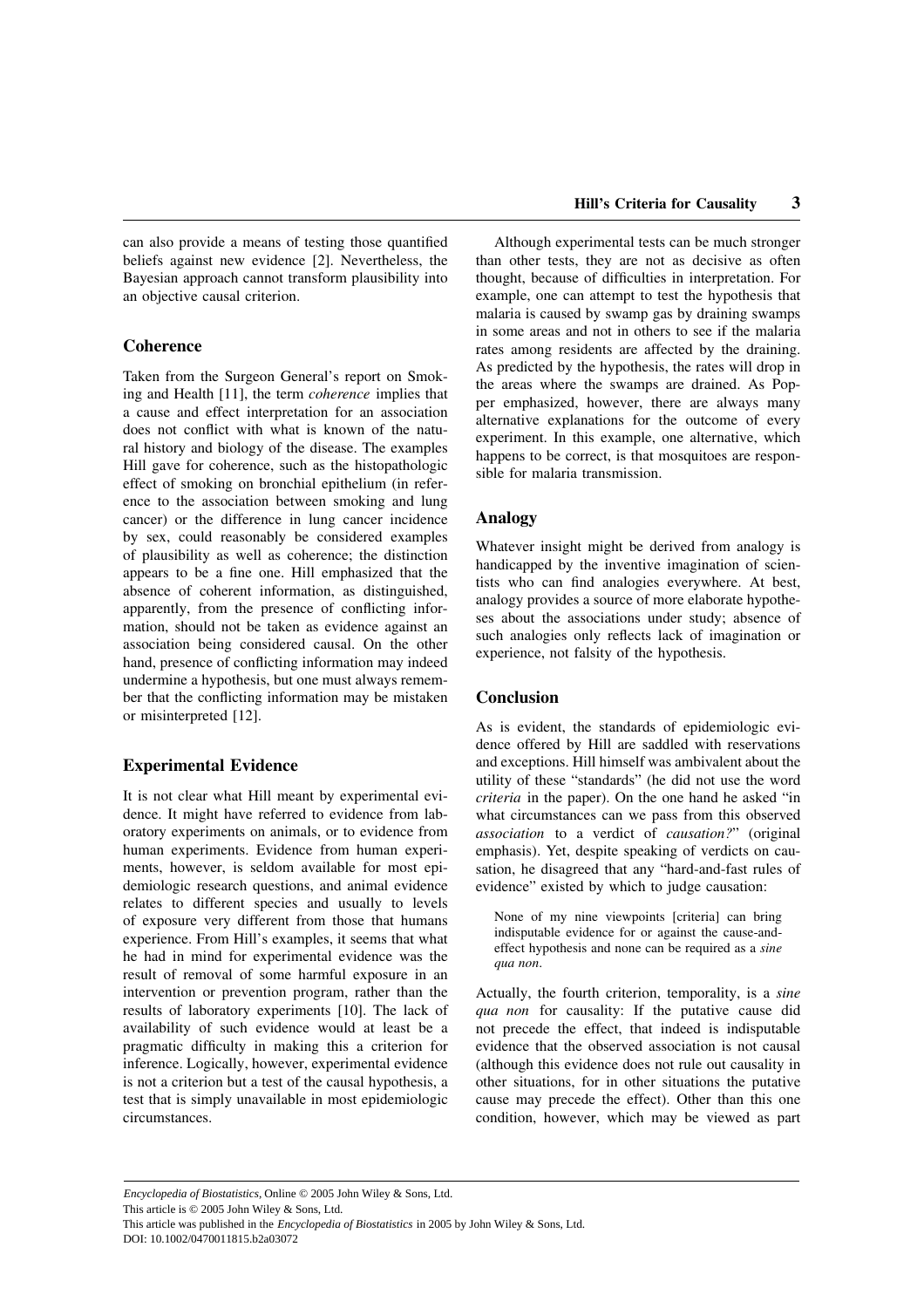can also provide a means of testing those quantified beliefs against new evidence [2]. Nevertheless, the Bayesian approach cannot transform plausibility into an objective causal criterion.

## Coherence

Taken from the Surgeon General's report on Smoking and Health [11], the term *coherence* implies that a cause and effect interpretation for an association does not conflict with what is known of the natural history and biology of the disease. The examples Hill gave for coherence, such as the histopathologic effect of smoking on bronchial epithelium (in reference to the association between smoking and lung cancer) or the difference in lung cancer incidence by sex, could reasonably be considered examples of plausibility as well as coherence; the distinction appears to be a fine one. Hill emphasized that the absence of coherent information, as distinguished, apparently, from the presence of conflicting information, should not be taken as evidence against an association being considered causal. On the other hand, presence of conflicting information may indeed undermine a hypothesis, but one must always remember that the conflicting information may be mistaken or misinterpreted [12].

## Experimental Evidence

It is not clear what Hill meant by experimental evidence. It might have referred to evidence from laboratory experiments on animals, or to evidence from human experiments. Evidence from human experiments, however, is seldom available for most epidemiologic research questions, and animal evidence relates to different species and usually to levels of exposure very different from those that humans experience. From Hill's examples, it seems that what he had in mind for experimental evidence was the result of removal of some harmful exposure in an intervention or prevention program, rather than the results of laboratory experiments [10]. The lack of availability of such evidence would at least be a pragmatic difficulty in making this a criterion for inference. Logically, however, experimental evidence is not a criterion but a test of the causal hypothesis, a test that is simply unavailable in most epidemiologic circumstances.

Although experimental tests can be much stronger than other tests, they are not as decisive as often thought, because of difficulties in interpretation. For example, one can attempt to test the hypothesis that malaria is caused by swamp gas by draining swamps in some areas and not in others to see if the malaria rates among residents are affected by the draining. As predicted by the hypothesis, the rates will drop in the areas where the swamps are drained. As Popper emphasized, however, there are always many alternative explanations for the outcome of every experiment. In this example, one alternative, which happens to be correct, is that mosquitoes are responsible for malaria transmission.

## Analogy

Whatever insight might be derived from analogy is handicapped by the inventive imagination of scientists who can find analogies everywhere. At best, analogy provides a source of more elaborate hypotheses about the associations under study; absence of such analogies only reflects lack of imagination or experience, not falsity of the hypothesis.

## Conclusion

As is evident, the standards of epidemiologic evidence offered by Hill are saddled with reservations and exceptions. Hill himself was ambivalent about the utility of these "standards" (he did not use the word *criteria* in the paper). On the one hand he asked "in what circumstances can we pass from this observed *association* to a verdict of *causation?*" (original emphasis). Yet, despite speaking of verdicts on causation, he disagreed that any "hard-and-fast rules of evidence" existed by which to judge causation:

> None of my nine viewpoints [criteria] can bring indisputable evidence for or against the cause-and-effect hypothesis and none can be required as a *sine qua non*.

Actually, the fourth criterion, temporality, is a *sine qua non* for causality: If the putative cause did not precede the effect, that indeed is indisputable evidence that the observed association is not causal (although this evidence does not rule out causality in other situations, for in other situations the putative cause may precede the effect). Other than this one condition, however, which may be viewed as part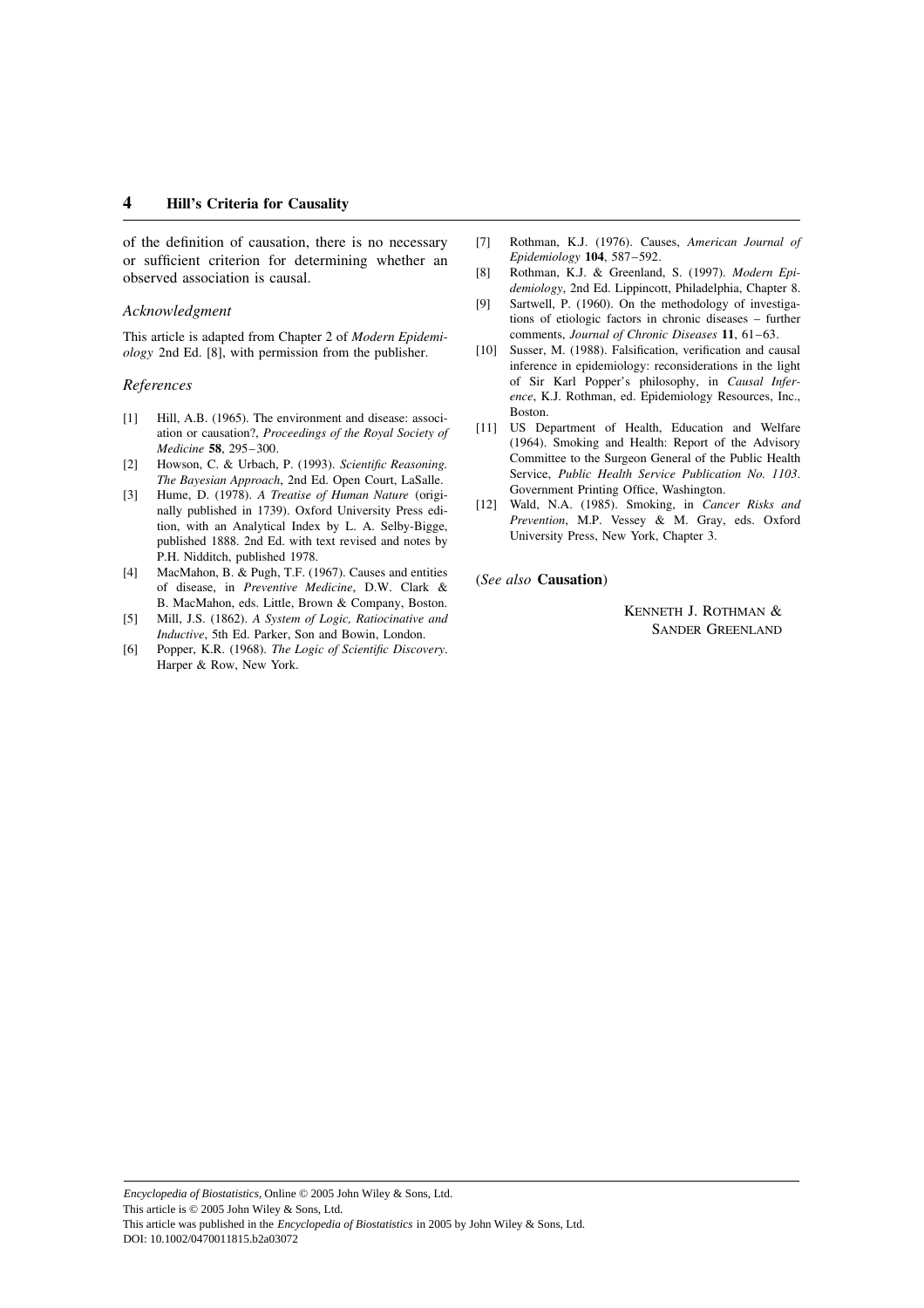of the definition of causation, there is no necessary or sufficient criterion for determining whether an observed association is causal.

### *Acknowledgment*

This article is adapted from Chapter 2 of *Modern Epidemiology* 2nd Ed. [8], with permission from the publisher.

### *References*

[1] Hill, A.B. (1965). The environment and disease: association or causation?, *Proceedings of the Royal Society of Medicine* **58**, 295–300.

[2] Howson, C. & Urbach, P. (1993). *Scientific Reasoning. The Bayesian Approach*, 2nd Ed. Open Court, LaSalle.

[3] Hume, D. (1978). *A Treatise of Human Nature* (originally published in 1739). Oxford University Press edition, with an Analytical Index by L. A. Selby-Bigge, published 1888. 2nd Ed. with text revised and notes by P.H. Nidditch, published 1978.

[4] MacMahon, B. & Pugh, T.F. (1967). Causes and entities of disease, in *Preventive Medicine*, D.W. Clark & B. MacMahon, eds. Little, Brown & Company, Boston.

[5] Mill, J.S. (1862). *A System of Logic, Ratiocinative and Inductive*, 5th Ed. Parker, Son and Bowin, London.

[6] Popper, K.R. (1968). *The Logic of Scientific Discovery*. Harper & Row, New York.

[7] Rothman, K.J. (1976). Causes, *American Journal of Epidemiology* **104**, 587–592.

[8] Rothman, K.J. & Greenland, S. (1997). *Modern Epidemiology*, 2nd Ed. Lippincott, Philadelphia, Chapter 8.

[9] Sartwell, P. (1960). On the methodology of investigations of etiologic factors in chronic diseases – further comments, *Journal of Chronic Diseases* **11**, 61–63.

[10] Susser, M. (1988). Falsification, verification and causal inference in epidemiology: reconsiderations in the light of Sir Karl Popper's philosophy, in *Causal Inference*, K.J. Rothman, ed. Epidemiology Resources, Inc., Boston.

[11] US Department of Health, Education and Welfare (1964). Smoking and Health: Report of the Advisory Committee to the Surgeon General of the Public Health Service, *Public Health Service Publication No. 1103*. Government Printing Office, Washington.

[12] Wald, N.A. (1985). Smoking, in *Cancer Risks and Prevention*, M.P. Vessey & M. Gray, eds. Oxford University Press, New York, Chapter 3.

(*See also* **Causation**)

KENNETH J. ROTHMAN & SANDER GREENLAND

*Encyclopedia of Biostatistics*, Online © 2005 John Wiley & Sons, Ltd.
This article is © 2005 John Wiley & Sons, Ltd.
This article was published in the *Encyclopedia of Biostatistics* in 2005 by John Wiley & Sons, Ltd.
DOI: 10.1002/0470011815.b2a03072